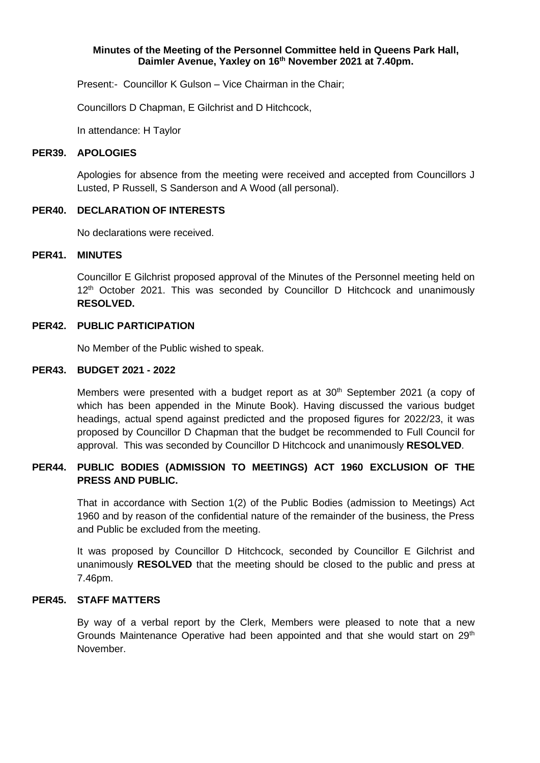**Minutes of the Meeting of the Personnel Committee held in Queens Park Hall, Daimler Avenue, Yaxley on 16th November 2021 at 7.40pm.**

Present:- Councillor K Gulson – Vice Chairman in the Chair;

Councillors D Chapman, E Gilchrist and D Hitchcock,

In attendance: H Taylor

## PER39. APOLOGIES

Apologies for absence from the meeting were received and accepted from Councillors J Lusted, P Russell, S Sanderson and A Wood (all personal).

## PER40. DECLARATION OF INTERESTS

No declarations were received.

## PER41. MINUTES

Councillor E Gilchrist proposed approval of the Minutes of the Personnel meeting held on 12th October 2021. This was seconded by Councillor D Hitchcock and unanimously **RESOLVED.**

## PER42. PUBLIC PARTICIPATION

No Member of the Public wished to speak.

## PER43. BUDGET 2021 - 2022

Members were presented with a budget report as at 30th September 2021 (a copy of which has been appended in the Minute Book). Having discussed the various budget headings, actual spend against predicted and the proposed figures for 2022/23, it was proposed by Councillor D Chapman that the budget be recommended to Full Council for approval. This was seconded by Councillor D Hitchcock and unanimously **RESOLVED**.

## PER44. PUBLIC BODIES (ADMISSION TO MEETINGS) ACT 1960 EXCLUSION OF THE PRESS AND PUBLIC.

That in accordance with Section 1(2) of the Public Bodies (admission to Meetings) Act 1960 and by reason of the confidential nature of the remainder of the business, the Press and Public be excluded from the meeting.

It was proposed by Councillor D Hitchcock, seconded by Councillor E Gilchrist and unanimously **RESOLVED** that the meeting should be closed to the public and press at 7.46pm.

## PER45. STAFF MATTERS

By way of a verbal report by the Clerk, Members were pleased to note that a new Grounds Maintenance Operative had been appointed and that she would start on 29th November.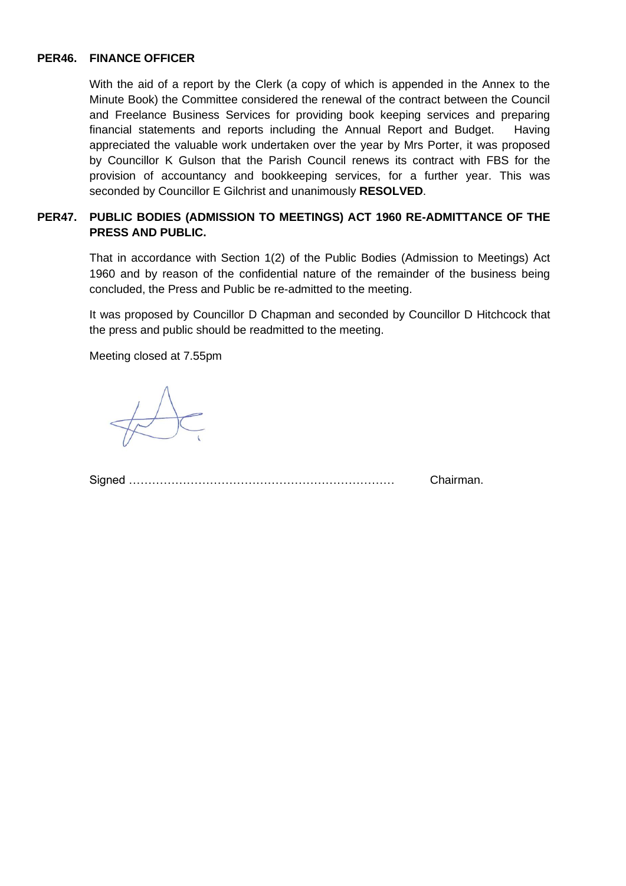**PER46. FINANCE OFFICER**

With the aid of a report by the Clerk (a copy of which is appended in the Annex to the Minute Book) the Committee considered the renewal of the contract between the Council and Freelance Business Services for providing book keeping services and preparing financial statements and reports including the Annual Report and Budget. Having appreciated the valuable work undertaken over the year by Mrs Porter, it was proposed by Councillor K Gulson that the Parish Council renews its contract with FBS for the provision of accountancy and bookkeeping services, for a further year. This was seconded by Councillor E Gilchrist and unanimously **RESOLVED**.

**PER47. PUBLIC BODIES (ADMISSION TO MEETINGS) ACT 1960 RE-ADMITTANCE OF THE PRESS AND PUBLIC.**

That in accordance with Section 1(2) of the Public Bodies (Admission to Meetings) Act 1960 and by reason of the confidential nature of the remainder of the business being concluded, the Press and Public be re-admitted to the meeting.

It was proposed by Councillor D Chapman and seconded by Councillor D Hitchcock that the press and public should be readmitted to the meeting.

Meeting closed at 7.55pm

Signed ………………………………………………………… Chairman.